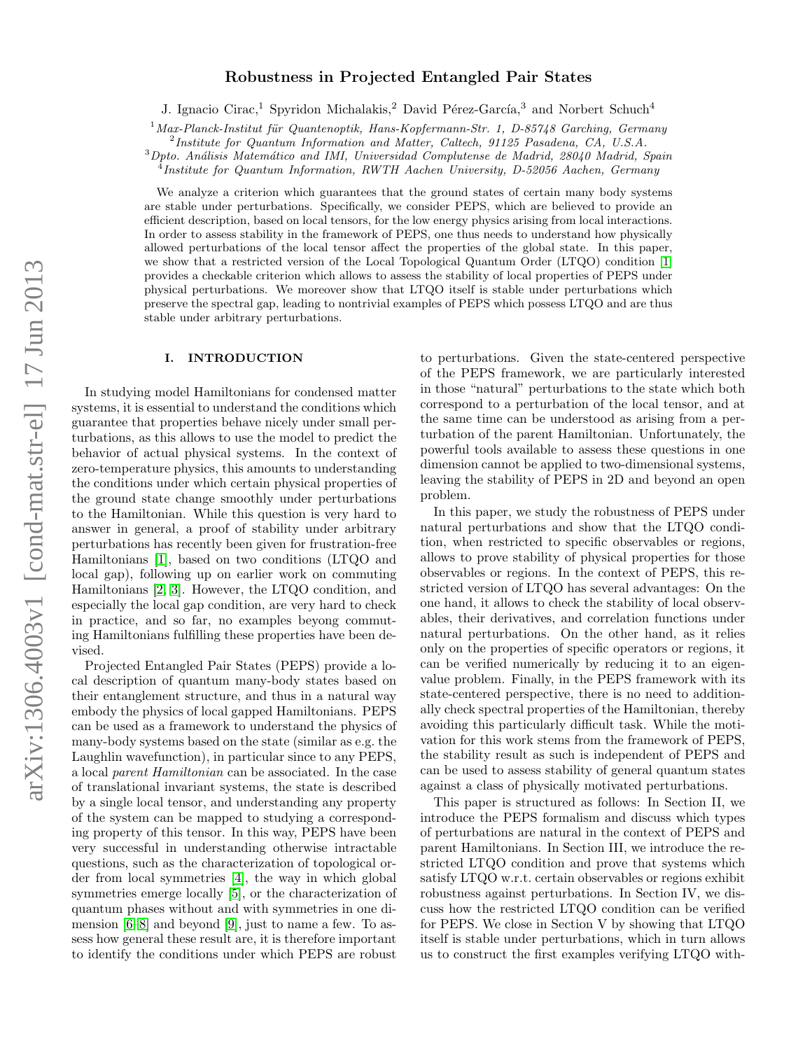# Robustness in Projected Entangled Pair States

J. Ignacio Cirac,[1] Spyridon Michalakis,[2] David Pérez-García,[3] and Norbert Schuch[4]

[1] *Max-Planck-Institut für Quantenoptik, Hans-Kopfermann-Str. 1, D-85748 Garching, Germany*
[2] *Institute for Quantum Information and Matter, Caltech, 91125 Pasadena, CA, U.S.A.*
[3] *Dpto. Análisis Matemático and IMI, Universidad Complutense de Madrid, 28040 Madrid, Spain*
[4] *Institute for Quantum Information, RWTH Aachen University, D-52056 Aachen, Germany*

We analyze a criterion which guarantees that the ground states of certain many body systems are stable under perturbations. Specifically, we consider PEPS, which are believed to provide an efficient description, based on local tensors, for the low energy physics arising from local interactions. In order to assess stability in the framework of PEPS, one thus needs to understand how physically allowed perturbations of the local tensor affect the properties of the global state. In this paper, we show that a restricted version of the Local Topological Quantum Order (LTQO) condition [1] provides a checkable criterion which allows to assess the stability of local properties of PEPS under physical perturbations. We moreover show that LTQO itself is stable under perturbations which preserve the spectral gap, leading to nontrivial examples of PEPS which possess LTQO and are thus stable under arbitrary perturbations.

## I. INTRODUCTION

In studying model Hamiltonians for condensed matter systems, it is essential to understand the conditions which guarantee that properties behave nicely under small perturbations, as this allows to use the model to predict the behavior of actual physical systems. In the context of zero-temperature physics, this amounts to understanding the conditions under which certain physical properties of the ground state change smoothly under perturbations to the Hamiltonian. While this question is very hard to answer in general, a proof of stability under arbitrary perturbations has recently been given for frustration-free Hamiltonians [1], based on two conditions (LTQO and local gap), following up on earlier work on commuting Hamiltonians [2, 3]. However, the LTQO condition, and especially the local gap condition, are very hard to check in practice, and so far, no examples beyong commuting Hamiltonians fulfilling these properties have been devised.

Projected Entangled Pair States (PEPS) provide a local description of quantum many-body states based on their entanglement structure, and thus in a natural way embody the physics of local gapped Hamiltonians. PEPS can be used as a framework to understand the physics of many-body systems based on the state (similar as e.g. the Laughlin wavefunction), in particular since to any PEPS, a local *parent Hamiltonian* can be associated. In the case of translational invariant systems, the state is described by a single local tensor, and understanding any property of the system can be mapped to studying a corresponding property of this tensor. In this way, PEPS have been very successful in understanding otherwise intractable questions, such as the characterization of topological order from local symmetries [4], the way in which global symmetries emerge locally [5], or the characterization of quantum phases without and with symmetries in one dimension [6–8] and beyond [9], just to name a few. To assess how general these result are, it is therefore important to identify the conditions under which PEPS are robust to perturbations. Given the state-centered perspective of the PEPS framework, we are particularly interested in those "natural" perturbations to the state which both correspond to a perturbation of the local tensor, and at the same time can be understood as arising from a perturbation of the parent Hamiltonian. Unfortunately, the powerful tools available to assess these questions in one dimension cannot be applied to two-dimensional systems, leaving the stability of PEPS in 2D and beyond an open problem.

In this paper, we study the robustness of PEPS under natural perturbations and show that the LTQO condition, when restricted to specific observables or regions, allows to prove stability of physical properties for those observables or regions. In the context of PEPS, this restricted version of LTQO has several advantages: On the one hand, it allows to check the stability of local observables, their derivatives, and correlation functions under natural perturbations. On the other hand, as it relies only on the properties of specific operators or regions, it can be verified numerically by reducing it to an eigenvalue problem. Finally, in the PEPS framework with its state-centered perspective, there is no need to additionally check spectral properties of the Hamiltonian, thereby avoiding this particularly difficult task. While the motivation for this work stems from the framework of PEPS, the stability result as such is independent of PEPS and can be used to assess stability of general quantum states against a class of physically motivated perturbations.

This paper is structured as follows: In Section II, we introduce the PEPS formalism and discuss which types of perturbations are natural in the context of PEPS and parent Hamiltonians. In Section III, we introduce the restricted LTQO condition and prove that systems which satisfy LTQO w.r.t. certain observables or regions exhibit robustness against perturbations. In Section IV, we discuss how the restricted LTQO condition can be verified for PEPS. We close in Section V by showing that LTQO itself is stable under perturbations, which in turn allows us to construct the first examples verifying LTQO with-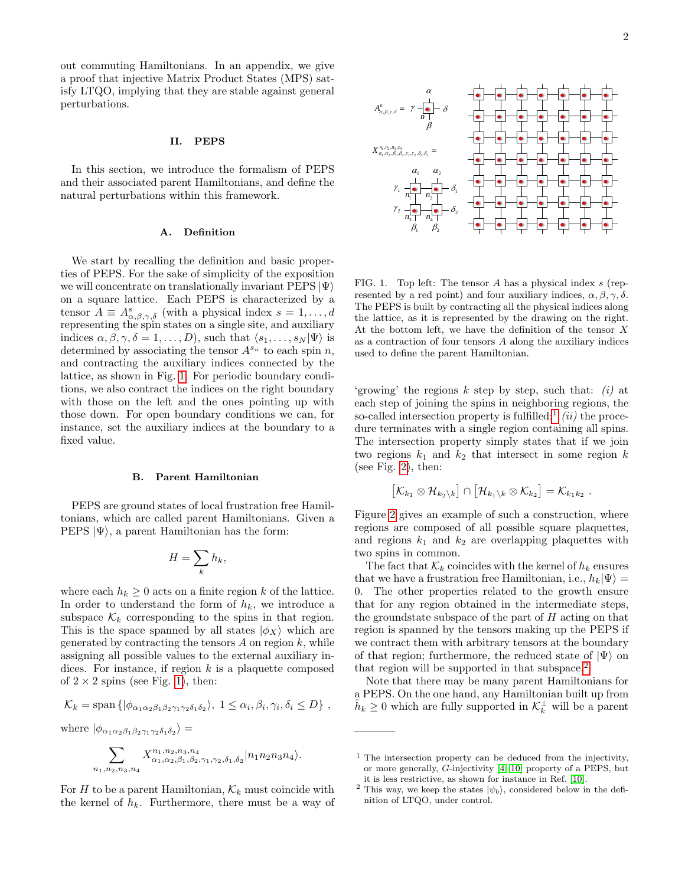out commuting Hamiltonians. In an appendix, we give a proof that injective Matrix Product States (MPS) satisfy LTQO, implying that they are stable against general perturbations.

## II. PEPS

In this section, we introduce the formalism of PEPS and their associated parent Hamiltonians, and define the natural perturbations within this framework.

### A. Definition

We start by recalling the definition and basic properties of PEPS. For the sake of simplicity of the exposition we will concentrate on translationally invariant PEPS $|\Psi\rangle$ on a square lattice. Each PEPS is characterized by a tensor $A \equiv A^s_{\alpha,\beta,\gamma,\delta}$ (with a physical index $s = 1, \ldots, d$ representing the spin states on a single site, and auxiliary indices $\alpha, \beta, \gamma, \delta = 1, \ldots, D$), such that $\langle s_1, \ldots, s_N|\Psi\rangle$ is determined by associating the tensor $A^{s_n}$ to each spin $n$, and contracting the auxiliary indices connected by the lattice, as shown in Fig. 1. For periodic boundary conditions, we also contract the indices on the right boundary with those on the left and the ones pointing up with those down. For open boundary conditions we can, for instance, set the auxiliary indices at the boundary to a fixed value.

### B. Parent Hamiltonian

PEPS are ground states of local frustration free Hamiltonians, which are called parent Hamiltonians. Given a PEPS $|\Psi\rangle$, a parent Hamiltonian has the form:

$$H = \sum_k h_k,$$

where each $h_k \geq 0$ acts on a finite region $k$ of the lattice. In order to understand the form of $h_k$, we introduce a subspace $\mathcal{K}_k$ corresponding to the spins in that region. This is the space spanned by all states $|\phi_X\rangle$ which are generated by contracting the tensors $A$ on region $k$, while assigning all possible values to the external auxiliary indices. For instance, if region $k$ is a plaquette composed of $2 \times 2$ spins (see Fig. 1), then:

$$\mathcal{K}_k = \text{span}\left\{|\phi_{\alpha_1\alpha_2\beta_1\beta_2\gamma_1\gamma_2\delta_1\delta_2}\rangle,\ 1 \leq \alpha_i, \beta_i, \gamma_i, \delta_i \leq D\right\},$$

where $|\phi_{\alpha_1\alpha_2\beta_1\beta_2\gamma_1\gamma_2\delta_1\delta_2}\rangle =$

$$\sum_{n_1,n_2,n_3,n_4} X^{n_1,n_2,n_3,n_4}_{\alpha_1,\alpha_2,\beta_1,\beta_2,\gamma_1,\gamma_2,\delta_1,\delta_2}|n_1 n_2 n_3 n_4\rangle.$$

For $H$ to be a parent Hamiltonian, $\mathcal{K}_k$ must coincide with the kernel of $h_k$. Furthermore, there must be a way of 'growing' the regions $k$ step by step, such that: *(i)* at each step of joining the spins in neighboring regions, the so-called intersection property is fulfilled;[1] *(ii)* the procedure terminates with a single region containing all spins. The intersection property simply states that if we join two regions $k_1$ and $k_2$ that intersect in some region $k$ (see Fig. 2), then:

$$\left[\mathcal{K}_{k_1} \otimes \mathcal{H}_{k_2\setminus k}\right] \cap \left[\mathcal{H}_{k_1\setminus k} \otimes \mathcal{K}_{k_2}\right] = \mathcal{K}_{k_1k_2}\ .$$

Figure 2 gives an example of such a construction, where regions are composed of all possible square plaquettes, and regions $k_1$ and $k_2$ are overlapping plaquettes with two spins in common.

The fact that $\mathcal{K}_k$ coincides with the kernel of $h_k$ ensures that we have a frustration free Hamiltonian, i.e., $h_k|\Psi\rangle = 0$. The other properties related to the growth ensure that for any region obtained in the intermediate steps, the groundstate subspace of the part of $H$ acting on that region is spanned by the tensors making up the PEPS if we contract them with arbitrary tensors at the boundary of that region; furthermore, the reduced state of $|\Psi\rangle$ on that region will be supported in that subspace.[2]

Note that there may be many parent Hamiltonians for a PEPS. On the one hand, any Hamiltonian built up from $\tilde{h}_k \geq 0$ which are fully supported in $\mathcal{K}_k^\perp$ will be a parent

FIG. 1. Top left: The tensor $A$ has a physical index $s$ (represented by a red point) and four auxiliary indices, $\alpha, \beta, \gamma, \delta$. The PEPS is built by contracting all the physical indices along the lattice, as it is represented by the drawing on the right. At the bottom left, we have the definition of the tensor $X$ as a contraction of four tensors $A$ along the auxiliary indices used to define the parent Hamiltonian.

[1] The intersection property can be deduced from the injectivity, or more generally, $G$-injectivity [4, 10] property of a PEPS, but it is less restrictive, as shown for instance in Ref. [10].

[2] This way, we keep the states $|\psi_b\rangle$, considered below in the definition of LTQO, under control.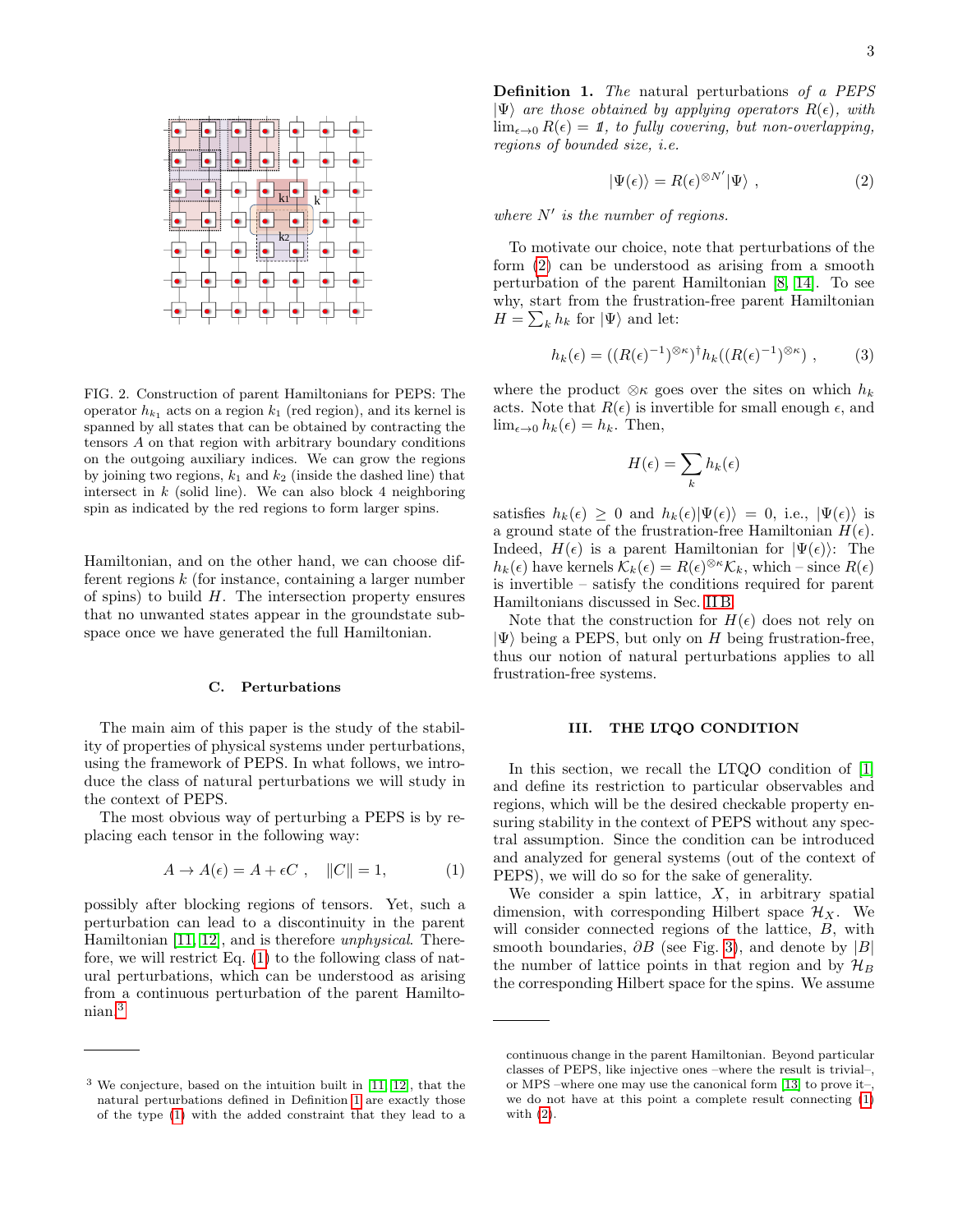FIG. 2. Construction of parent Hamiltonians for PEPS: The operator $h_{k_1}$ acts on a region $k_1$ (red region), and its kernel is spanned by all states that can be obtained by contracting the tensors $A$ on that region with arbitrary boundary conditions on the outgoing auxiliary indices. We can grow the regions by joining two regions, $k_1$ and $k_2$ (inside the dashed line) that intersect in $k$ (solid line). We can also block 4 neighboring spin as indicated by the red regions to form larger spins.

Hamiltonian, and on the other hand, we can choose different regions $k$ (for instance, containing a larger number of spins) to build $H$. The intersection property ensures that no unwanted states appear in the groundstate subspace once we have generated the full Hamiltonian.

### C. Perturbations

The main aim of this paper is the study of the stability of properties of physical systems under perturbations, using the framework of PEPS. In what follows, we introduce the class of natural perturbations we will study in the context of PEPS.

The most obvious way of perturbing a PEPS is by replacing each tensor in the following way:

$$A \to A(\epsilon) = A + \epsilon C \ , \quad \|C\| = 1, \tag{1}$$

possibly after blocking regions of tensors. Yet, such a perturbation can lead to a discontinuity in the parent Hamiltonian [11, 12], and is therefore *unphysical*. Therefore, we will restrict Eq. (1) to the following class of natural perturbations, which can be understood as arising from a continuous perturbation of the parent Hamiltonian.[3]

**Definition 1.** *The* natural perturbations *of a PEPS $|\Psi\rangle$ are those obtained by applying operators $R(\epsilon)$, with $\lim_{\epsilon\to 0} R(\epsilon) = \mathbb{1}$, to fully covering, but non-overlapping, regions of bounded size, i.e.*

$$|\Psi(\epsilon)\rangle = R(\epsilon)^{\otimes N'}|\Psi\rangle \ , \tag{2}$$

*where $N'$ is the number of regions.*

To motivate our choice, note that perturbations of the form (2) can be understood as arising from a smooth perturbation of the parent Hamiltonian [8, 14]. To see why, start from the frustration-free parent Hamiltonian $H = \sum_k h_k$ for $|\Psi\rangle$ and let:

$$h_k(\epsilon) = ((R(\epsilon)^{-1})^{\otimes\kappa})^\dagger h_k((R(\epsilon)^{-1})^{\otimes\kappa}) \ , \tag{3}$$

where the product $\otimes\kappa$ goes over the sites on which $h_k$ acts. Note that $R(\epsilon)$ is invertible for small enough $\epsilon$, and $\lim_{\epsilon\to 0} h_k(\epsilon) = h_k$. Then,

$$H(\epsilon) = \sum_k h_k(\epsilon)$$

satisfies $h_k(\epsilon) \geq 0$ and $h_k(\epsilon)|\Psi(\epsilon)\rangle = 0$, i.e., $|\Psi(\epsilon)\rangle$ is a ground state of the frustration-free Hamiltonian $H(\epsilon)$. Indeed, $H(\epsilon)$ is a parent Hamiltonian for $|\Psi(\epsilon)\rangle$: The $h_k(\epsilon)$ have kernels $\mathcal{K}_k(\epsilon) = R(\epsilon)^{\otimes\kappa}\mathcal{K}_k$, which – since $R(\epsilon)$ is invertible – satisfy the conditions required for parent Hamiltonians discussed in Sec. II B.

Note that the construction for $H(\epsilon)$ does not rely on $|\Psi\rangle$ being a PEPS, but only on $H$ being frustration-free, thus our notion of natural perturbations applies to all frustration-free systems.

## III. THE LTQO CONDITION

In this section, we recall the LTQO condition of [1] and define its restriction to particular observables and regions, which will be the desired checkable property ensuring stability in the context of PEPS without any spectral assumption. Since the condition can be introduced and analyzed for general systems (out of the context of PEPS), we will do so for the sake of generality.

We consider a spin lattice, $X$, in arbitrary spatial dimension, with corresponding Hilbert space $\mathcal{H}_X$. We will consider connected regions of the lattice, $B$, with smooth boundaries, $\partial B$ (see Fig. 3), and denote by $|B|$ the number of lattice points in that region and by $\mathcal{H}_B$ the corresponding Hilbert space for the spins. We assume

---

[3] We conjecture, based on the intuition built in [11, 12], that the natural perturbations defined in Definition 1 are exactly those of the type (1) with the added constraint that they lead to a continuous change in the parent Hamiltonian. Beyond particular classes of PEPS, like injective ones –where the result is trivial–, or MPS –where one may use the canonical form [13] to prove it–, we do not have at this point a complete result connecting (1) with (2).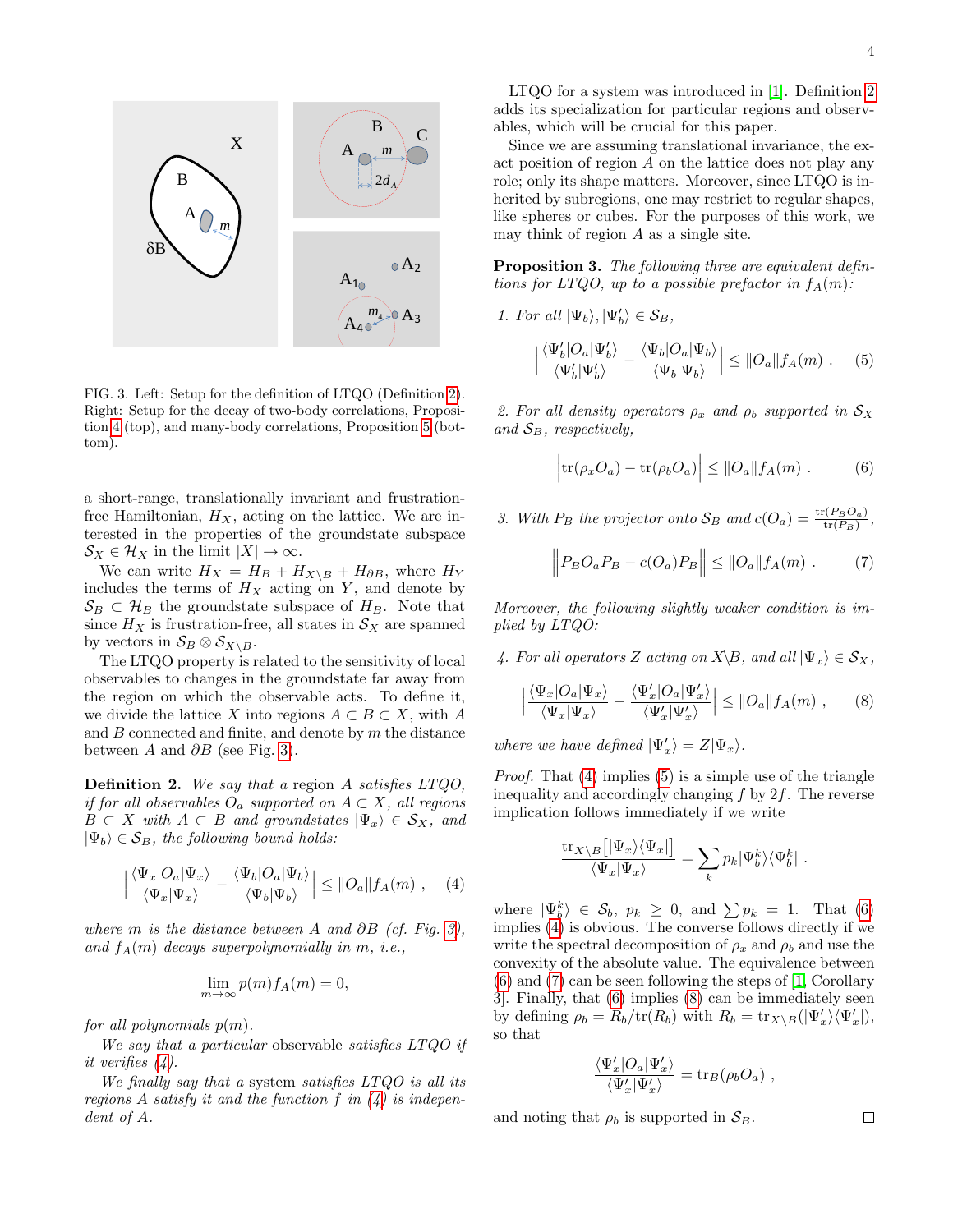FIG. 3. Left: Setup for the definition of LTQO (Definition 2). Right: Setup for the decay of two-body correlations, Proposition 4 (top), and many-body correlations, Proposition 5 (bottom).

a short-range, translationally invariant and frustration-free Hamiltonian, $H_X$, acting on the lattice. We are interested in the properties of the groundstate subspace $\mathcal{S}_X \in \mathcal{H}_X$ in the limit $|X| \to \infty$.

We can write $H_X = H_B + H_{X\setminus B} + H_{\partial B}$, where $H_Y$ includes the terms of $H_X$ acting on $Y$, and denote by $\mathcal{S}_B \subset \mathcal{H}_B$ the groundstate subspace of $H_B$. Note that since $H_X$ is frustration-free, all states in $\mathcal{S}_X$ are spanned by vectors in $\mathcal{S}_B \otimes \mathcal{S}_{X\setminus B}$.

The LTQO property is related to the sensitivity of local observables to changes in the groundstate far away from the region on which the observable acts. To define it, we divide the lattice $X$ into regions $A \subset B \subset X$, with $A$ and $B$ connected and finite, and denote by $m$ the distance between $A$ and $\partial B$ (see Fig. 3).

**Definition 2.** *We say that a region $A$ satisfies LTQO, if for all observables $O_a$ supported on $A \subset X$, all regions $B \subset X$ with $A \subset B$ and groundstates $|\Psi_x\rangle \in \mathcal{S}_X$, and $|\Psi_b\rangle \in \mathcal{S}_B$, the following bound holds:*

$$\left| \frac{\langle \Psi_x | O_a | \Psi_x \rangle}{\langle \Psi_x | \Psi_x \rangle} - \frac{\langle \Psi_b | O_a | \Psi_b \rangle}{\langle \Psi_b | \Psi_b \rangle} \right| \le \|O_a\| f_A(m) \ , \quad (4)$$

*where $m$ is the distance between $A$ and $\partial B$ (cf. Fig. 3), and $f_A(m)$ decays superpolynomially in $m$, i.e.,*

$$\lim_{m\to\infty} p(m) f_A(m) = 0,$$

*for all polynomials $p(m)$.*

*We say that a particular observable satisfies LTQO if it verifies (4).*

*We finally say that a system satisfies LTQO is all its regions $A$ satisfy it and the function $f$ in (4) is independent of $A$.*

LTQO for a system was introduced in [1]. Definition 2 adds its specialization for particular regions and observables, which will be crucial for this paper.

Since we are assuming translational invariance, the exact position of region $A$ on the lattice does not play any role; only its shape matters. Moreover, since LTQO is inherited by subregions, one may restrict to regular shapes, like spheres or cubes. For the purposes of this work, we may think of region $A$ as a single site.

**Proposition 3.** *The following three are equivalent defintions for LTQO, up to a possible prefactor in $f_A(m)$:*

*1. For all $|\Psi_b\rangle, |\Psi_b'\rangle \in \mathcal{S}_B$,*

$$\left| \frac{\langle \Psi_b' | O_a | \Psi_b' \rangle}{\langle \Psi_b' | \Psi_b' \rangle} - \frac{\langle \Psi_b | O_a | \Psi_b \rangle}{\langle \Psi_b | \Psi_b \rangle} \right| \le \|O_a\| f_A(m) \ . \quad (5)$$

*2. For all density operators $\rho_x$ and $\rho_b$ supported in $\mathcal{S}_X$ and $\mathcal{S}_B$, respectively,*

$$\left| \mathrm{tr}(\rho_x O_a) - \mathrm{tr}(\rho_b O_a) \right| \le \|O_a\| f_A(m) \ . \quad (6)$$

*3. With $P_B$ the projector onto $\mathcal{S}_B$ and $c(O_a) = \frac{\mathrm{tr}(P_B O_a)}{\mathrm{tr}(P_B)}$,*

$$\left\| P_B O_a P_B - c(O_a) P_B \right\| \le \|O_a\| f_A(m) \ . \quad (7)$$

*Moreover, the following slightly weaker condition is implied by LTQO:*

*4. For all operators $Z$ acting on $X\setminus B$, and all $|\Psi_x\rangle \in \mathcal{S}_X$,*

$$\left| \frac{\langle \Psi_x | O_a | \Psi_x \rangle}{\langle \Psi_x | \Psi_x \rangle} - \frac{\langle \Psi_x' | O_a | \Psi_x' \rangle}{\langle \Psi_x' | \Psi_x' \rangle} \right| \le \|O_a\| f_A(m) \ , \quad (8)$$

*where we have defined $|\Psi_x'\rangle = Z|\Psi_x\rangle$.*

*Proof.* That (4) implies (5) is a simple use of the triangle inequality and accordingly changing $f$ by $2f$. The reverse implication follows immediately if we write

$$\frac{\mathrm{tr}_{X\setminus B}\big[|\Psi_x\rangle\langle\Psi_x|\big]}{\langle \Psi_x | \Psi_x \rangle} = \sum_k p_k |\Psi_b^k\rangle\langle\Psi_b^k| \ .$$

where $|\Psi_b^k\rangle \in \mathcal{S}_b$, $p_k \ge 0$, and $\sum p_k = 1$. That (6) implies (4) is obvious. The converse follows directly if we write the spectral decomposition of $\rho_x$ and $\rho_b$ and use the convexity of the absolute value. The equivalence between (6) and (7) can be seen following the steps of [1, Corollary 3]. Finally, that (6) implies (8) can be immediately seen by defining $\rho_b = R_b/\mathrm{tr}(R_b)$ with $R_b = \mathrm{tr}_{X\setminus B}(|\Psi_x'\rangle\langle\Psi_x'|)$, so that

$$\frac{\langle \Psi_x' | O_a | \Psi_x' \rangle}{\langle \Psi_x' | \Psi_x' \rangle} = \mathrm{tr}_B(\rho_b O_a) \ ,$$

and noting that $\rho_b$ is supported in $\mathcal{S}_B$. ◻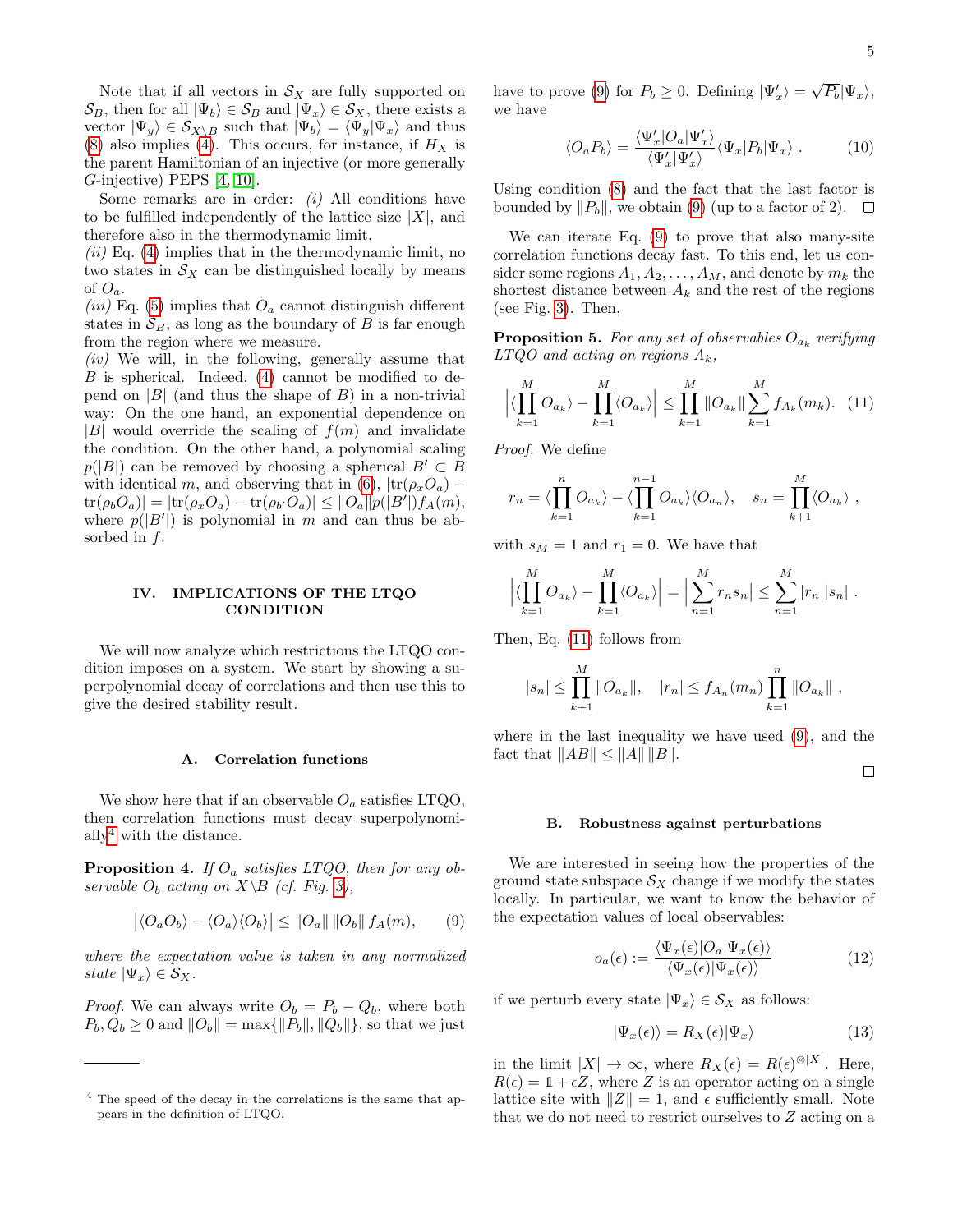Note that if all vectors in $\mathcal{S}_X$ are fully supported on $\mathcal{S}_B$, then for all $|\Psi_b\rangle \in \mathcal{S}_B$ and $|\Psi_x\rangle \in \mathcal{S}_X$, there exists a vector $|\Psi_y\rangle \in \mathcal{S}_{X\setminus B}$ such that $|\Psi_b\rangle = \langle\Psi_y|\Psi_x\rangle$ and thus (8) also implies (4). This occurs, for instance, if $H_X$ is the parent Hamiltonian of an injective (or more generally $G$-injective) PEPS [4, 10].

Some remarks are in order: *(i)* All conditions have to be fulfilled independently of the lattice size $|X|$, and therefore also in the thermodynamic limit.
*(ii)* Eq. (4) implies that in the thermodynamic limit, no two states in $\mathcal{S}_X$ can be distinguished locally by means of $O_a$.
*(iii)* Eq. (5) implies that $O_a$ cannot distinguish different states in $\mathcal{S}_B$, as long as the boundary of $B$ is far enough from the region where we measure.
*(iv)* We will, in the following, generally assume that $B$ is spherical. Indeed, (4) cannot be modified to depend on $|B|$ (and thus the shape of $B$) in a non-trivial way: On the one hand, an exponential dependence on $|B|$ would override the scaling of $f(m)$ and invalidate the condition. On the other hand, a polynomial scaling $p(|B|)$ can be removed by choosing a spherical $B' \subset B$ with identical $m$, and observing that in (6), $|\mathrm{tr}(\rho_x O_a) - \mathrm{tr}(\rho_b O_a)| = |\mathrm{tr}(\rho_x O_a) - \mathrm{tr}(\rho_{b'} O_a)| \leq \|O_a\| p(|B'|) f_A(m)$, where $p(|B'|)$ is polynomial in $m$ and can thus be absorbed in $f$.

## IV. IMPLICATIONS OF THE LTQO CONDITION

We will now analyze which restrictions the LTQO condition imposes on a system. We start by showing a superpolynomial decay of correlations and then use this to give the desired stability result.

### A. Correlation functions

We show here that if an observable $O_a$ satisfies LTQO, then correlation functions must decay superpolynomially[4] with the distance.

**Proposition 4.** *If $O_a$ satisfies LTQO, then for any observable $O_b$ acting on $X\setminus B$ (cf. Fig. 3),*

$$\left|\langle O_a O_b\rangle - \langle O_a\rangle\langle O_b\rangle\right| \leq \|O_a\|\,\|O_b\|\, f_A(m), \tag{9}$$

*where the expectation value is taken in any normalized state $|\Psi_x\rangle \in \mathcal{S}_X$.*

*Proof.* We can always write $O_b = P_b - Q_b$, where both $P_b, Q_b \geq 0$ and $\|O_b\| = \max\{\|P_b\|, \|Q_b\|\}$, so that we just have to prove (9) for $P_b \geq 0$. Defining $|\Psi'_x\rangle = \sqrt{P_b}|\Psi_x\rangle$, we have

$$\langle O_a P_b\rangle = \frac{\langle\Psi'_x|O_a|\Psi'_x\rangle}{\langle\Psi'_x|\Psi'_x\rangle}\langle\Psi_x|P_b|\Psi_x\rangle\ . \tag{10}$$

Using condition (8) and the fact that the last factor is bounded by $\|P_b\|$, we obtain (9) (up to a factor of 2). $\square$

We can iterate Eq. (9) to prove that also many-site correlation functions decay fast. To this end, let us consider some regions $A_1, A_2, \ldots, A_M$, and denote by $m_k$ the shortest distance between $A_k$ and the rest of the regions (see Fig. 3). Then,

**Proposition 5.** *For any set of observables $O_{a_k}$ verifying LTQO and acting on regions $A_k$,*

$$\Big|\langle\prod_{k=1}^M O_{a_k}\rangle - \prod_{k=1}^M\langle O_{a_k}\rangle\Big| \leq \prod_{k=1}^M \|O_{a_k}\| \sum_{k=1}^M f_{A_k}(m_k). \tag{11}$$

*Proof.* We define

$$r_n = \langle\prod_{k=1}^n O_{a_k}\rangle - \langle\prod_{k=1}^{n-1} O_{a_k}\rangle\langle O_{a_n}\rangle, \quad s_n = \prod_{k+1}^M\langle O_{a_k}\rangle\ ,$$

with $s_M = 1$ and $r_1 = 0$. We have that

$$\Big|\langle\prod_{k=1}^M O_{a_k}\rangle - \prod_{k=1}^M\langle O_{a_k}\rangle\Big| = \Big|\sum_{n=1}^M r_n s_n\Big| \leq \sum_{n=1}^M |r_n||s_n|\ .$$

Then, Eq. (11) follows from

$$|s_n| \leq \prod_{k+1}^M \|O_{a_k}\|, \quad |r_n| \leq f_{A_n}(m_n)\prod_{k=1}^n \|O_{a_k}\|\ ,$$

where in the last inequality we have used (9), and the fact that $\|AB\| \leq \|A\|\,\|B\|$. $\square$

### B. Robustness against perturbations

We are interested in seeing how the properties of the ground state subspace $\mathcal{S}_X$ change if we modify the states locally. In particular, we want to know the behavior of the expectation values of local observables:

$$o_a(\epsilon) := \frac{\langle\Psi_x(\epsilon)|O_a|\Psi_x(\epsilon)\rangle}{\langle\Psi_x(\epsilon)|\Psi_x(\epsilon)\rangle} \tag{12}$$

if we perturb every state $|\Psi_x\rangle \in \mathcal{S}_X$ as follows:

$$|\Psi_x(\epsilon)\rangle = R_X(\epsilon)|\Psi_x\rangle \tag{13}$$

in the limit $|X| \to \infty$, where $R_X(\epsilon) = R(\epsilon)^{\otimes|X|}$. Here, $R(\epsilon) = \mathbb{1} + \epsilon Z$, where $Z$ is an operator acting on a single lattice site with $\|Z\| = 1$, and $\epsilon$ sufficiently small. Note that we do not need to restrict ourselves to $Z$ acting on a

---

[4] The speed of the decay in the correlations is the same that appears in the definition of LTQO.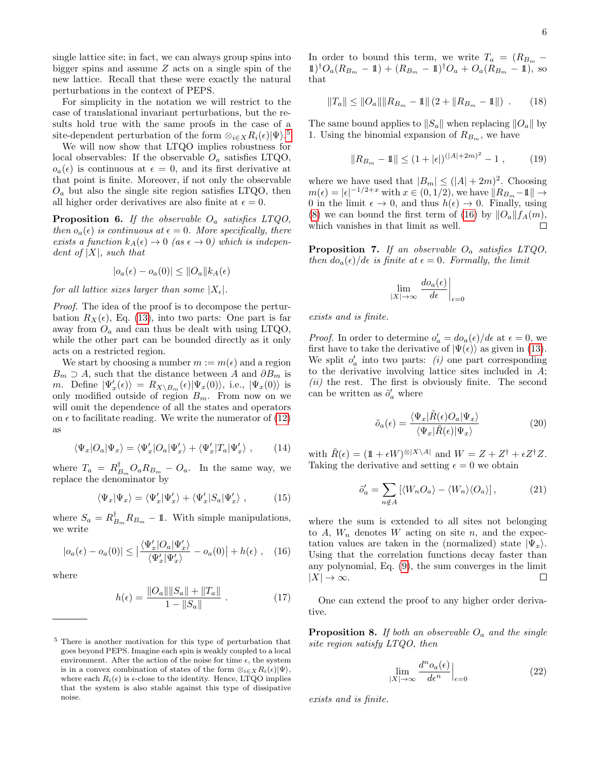single lattice site; in fact, we can always group spins into bigger spins and assume $Z$ acts on a single spin of the new lattice. Recall that these were exactly the natural perturbations in the context of PEPS.

For simplicity in the notation we will restrict to the case of translational invariant perturbations, but the results hold true with the same proofs in the case of a site-dependent perturbation of the form $\otimes_{i\in X} R_i(\epsilon)|\Psi\rangle$.[5]

We will now show that LTQO implies robustness for local observables: If the observable $O_a$ satisfies LTQO, $o_a(\epsilon)$ is continuous at $\epsilon = 0$, and its first derivative at that point is finite. Moreover, if not only the observable $O_a$ but also the single site region satisfies LTQO, then all higher order derivatives are also finite at $\epsilon = 0$.

**Proposition 6.** *If the observable $O_a$ satisfies LTQO, then $o_a(\epsilon)$ is continuous at $\epsilon = 0$. More specifically, there exists a function $k_A(\epsilon) \to 0$ (as $\epsilon \to 0$) which is independent of $|X|$, such that*

$$|o_a(\epsilon) - o_a(0)| \leq \|O_a\| k_A(\epsilon)$$

*for all lattice sizes larger than some $|X_\epsilon|$.*

*Proof.* The idea of the proof is to decompose the perturbation $R_X(\epsilon)$, Eq. (13), into two parts: One part is far away from $O_a$ and can thus be dealt with using LTQO, while the other part can be bounded directly as it only acts on a restricted region.

We start by choosing a number $m := m(\epsilon)$ and a region $B_m \supset A$, such that the distance between $A$ and $\partial B_m$ is $m$. Define $|\Psi'_x(\epsilon)\rangle = R_{X\setminus B_m}(\epsilon)|\Psi_x(0)\rangle$, i.e., $|\Psi_x(0)\rangle$ is only modified outside of region $B_m$. From now on we will omit the dependence of all the states and operators on $\epsilon$ to facilitate reading. We write the numerator of (12) as

$$\langle\Psi_x|O_a|\Psi_x\rangle = \langle\Psi'_x|O_a|\Psi'_x\rangle + \langle\Psi'_x|T_a|\Psi'_x\rangle \ , \tag{14}$$

where $T_a = R^\dagger_{B_m} O_a R_{B_m} - O_a$. In the same way, we replace the denominator by

$$\langle\Psi_x|\Psi_x\rangle = \langle\Psi'_x|\Psi'_x\rangle + \langle\Psi'_x|S_a|\Psi'_x\rangle \ , \tag{15}$$

where $S_a = R^\dagger_{B_m} R_{B_m} - \mathbb{1}$. With simple manipulations, we write

$$|o_a(\epsilon) - o_a(0)| \leq \Big|\frac{\langle\Psi'_x|O_a|\Psi'_x\rangle}{\langle\Psi'_x|\Psi'_x\rangle} - o_a(0)\Big| + h(\epsilon) \ , \tag{16}$$

where

$$h(\epsilon) = \frac{\|O_a\|\|S_a\| + \|T_a\|}{1 - \|S_a\|} \ . \tag{17}$$

In order to bound this term, we write $T_a = (R_{B_m} - \mathbb{1})^\dagger O_a (R_{B_m} - \mathbb{1}) + (R_{B_m} - \mathbb{1})^\dagger O_a + O_a(R_{B_m} - \mathbb{1})$, so that

$$\|T_a\| \leq \|O_a\| \|R_{B_m} - \mathbb{1}\| \left(2 + \|R_{B_m} - \mathbb{1}\|\right) \ . \tag{18}$$

The same bound applies to $\|S_a\|$ when replacing $\|O_a\|$ by 1. Using the binomial expansion of $R_{B_m}$, we have

$$\|R_{B_m} - \mathbb{1}\| \leq (1 + |\epsilon|)^{(|A|+2m)^2} - 1 \ , \tag{19}$$

where we have used that $|B_m| \leq (|A| + 2m)^2$. Choosing $m(\epsilon) = |\epsilon|^{-1/2+x}$ with $x \in (0, 1/2)$, we have $\|R_{B_m} - \mathbb{1}\| \to 0$ in the limit $\epsilon \to 0$, and thus $h(\epsilon) \to 0$. Finally, using (8) we can bound the first term of (16) by $\|O_a\| f_A(m)$, which vanishes in that limit as well. □

**Proposition 7.** *If an observable $O_a$ satisfies LTQO, then $do_a(\epsilon)/d\epsilon$ is finite at $\epsilon = 0$. Formally, the limit*

$$\lim_{|X|\to\infty} \frac{do_a(\epsilon)}{d\epsilon}\bigg|_{\epsilon=0}$$

*exists and is finite.*

*Proof.* In order to determine $o'_a = do_a(\epsilon)/d\epsilon$ at $\epsilon = 0$, we first have to take the derivative of $|\Psi(\epsilon)\rangle$ as given in (13). We split $o'_a$ into two parts: *(i)* one part corresponding to the derivative involving lattice sites included in $A$; *(ii)* the rest. The first is obviously finite. The second can be written as $\tilde{o}'_a$ where

$$\tilde{o}_a(\epsilon) = \frac{\langle\Psi_x|\tilde{R}(\epsilon) O_a|\Psi_x\rangle}{\langle\Psi_x|\tilde{R}(\epsilon)|\Psi_x\rangle} \tag{20}$$

with $\tilde{R}(\epsilon) = (\mathbb{1} + \epsilon W)^{\otimes|X\setminus A|}$ and $W = Z + Z^\dagger + \epsilon Z^\dagger Z$. Taking the derivative and setting $\epsilon = 0$ we obtain

$$\tilde{o}'_a = \sum_{n\notin A} \left[\langle W_n O_a\rangle - \langle W_n\rangle\langle O_a\rangle\right] , \tag{21}$$

where the sum is extended to all sites not belonging to $A$, $W_n$ denotes $W$ acting on site $n$, and the expectation values are taken in the (normalized) state $|\Psi_x\rangle$. Using that the correlation functions decay faster than any polynomial, Eq. (9), the sum converges in the limit $|X| \to \infty$. □

One can extend the proof to any higher order derivative.

**Proposition 8.** *If both an observable $O_a$ and the single site region satisfy LTQO, then*

$$\lim_{|X|\to\infty} \frac{d^n o_a(\epsilon)}{d\epsilon^n}\bigg|_{\epsilon=0} \tag{22}$$

*exists and is finite.*

---

[5] There is another motivation for this type of perturbation that goes beyond PEPS. Imagine each spin is weakly coupled to a local environment. After the action of the noise for time $\epsilon$, the system is in a convex combination of states of the form $\otimes_{i\in X} R_i(\epsilon)|\Psi\rangle$, where each $R_i(\epsilon)$ is $\epsilon$-close to the identity. Hence, LTQO implies that the system is also stable against this type of dissipative noise.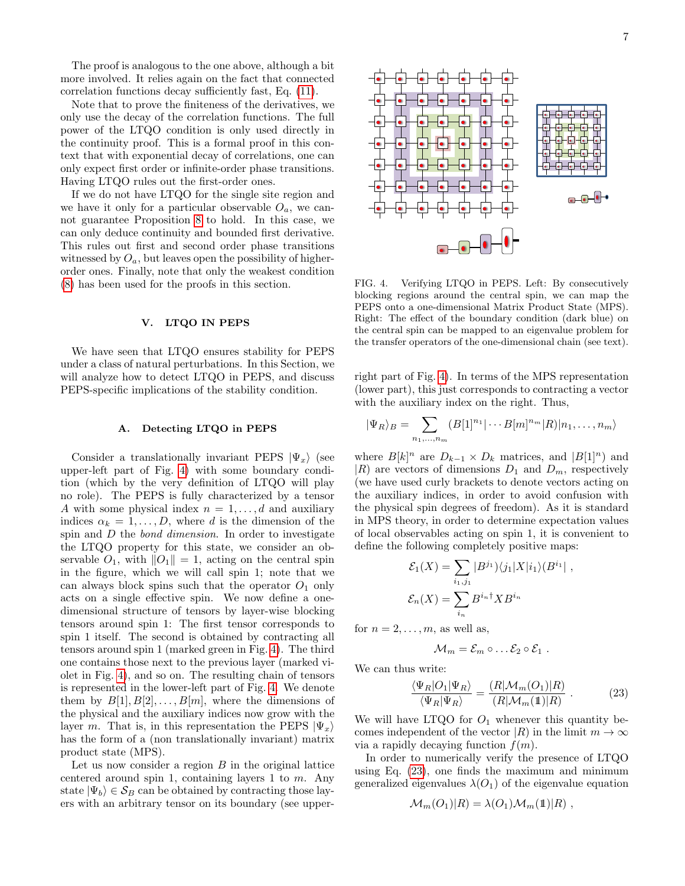The proof is analogous to the one above, although a bit more involved. It relies again on the fact that connected correlation functions decay sufficiently fast, Eq. (11).

Note that to prove the finiteness of the derivatives, we only use the decay of the correlation functions. The full power of the LTQO condition is only used directly in the continuity proof. This is a formal proof in this context that with exponential decay of correlations, one can only expect first order or infinite-order phase transitions. Having LTQO rules out the first-order ones.

If we do not have LTQO for the single site region and we have it only for a particular observable $O_a$, we cannot guarantee Proposition 8 to hold. In this case, we can only deduce continuity and bounded first derivative. This rules out first and second order phase transitions witnessed by $O_a$, but leaves open the possibility of higher-order ones. Finally, note that only the weakest condition (8) has been used for the proofs in this section.

## V. LTQO IN PEPS

We have seen that LTQO ensures stability for PEPS under a class of natural perturbations. In this Section, we will analyze how to detect LTQO in PEPS, and discuss PEPS-specific implications of the stability condition.

### A. Detecting LTQO in PEPS

Consider a translationally invariant PEPS $|\Psi_x\rangle$ (see upper-left part of Fig. 4) with some boundary condition (which by the very definition of LTQO will play no role). The PEPS is fully characterized by a tensor $A$ with some physical index $n = 1, \ldots, d$ and auxiliary indices $\alpha_k = 1, \ldots, D$, where $d$ is the dimension of the spin and $D$ the *bond dimension*. In order to investigate the LTQO property for this state, we consider an observable $O_1$, with $\|O_1\| = 1$, acting on the central spin in the figure, which we will call spin 1; note that we can always block spins such that the operator $O_1$ only acts on a single effective spin. We now define a one-dimensional structure of tensors by layer-wise blocking tensors around spin 1: The first tensor corresponds to spin 1 itself. The second is obtained by contracting all tensors around spin 1 (marked green in Fig. 4). The third one contains those next to the previous layer (marked violet in Fig. 4), and so on. The resulting chain of tensors is represented in the lower-left part of Fig. 4. We denote them by $B[1], B[2], \ldots, B[m]$, where the dimensions of the physical and the auxiliary indices now grow with the layer $m$. That is, in this representation the PEPS $|\Psi_x\rangle$ has the form of a (non translationally invariant) matrix product state (MPS).

Let us now consider a region $B$ in the original lattice centered around spin 1, containing layers 1 to $m$. Any state $|\Psi_b\rangle \in \mathcal{S}_B$ can be obtained by contracting those layers with an arbitrary tensor on its boundary (see upper-right part of Fig. 4). In terms of the MPS representation (lower part), this just corresponds to contracting a vector with the auxiliary index on the right. Thus,

FIG. 4. Verifying LTQO in PEPS. Left: By consecutively blocking regions around the central spin, we can map the PEPS onto a one-dimensional Matrix Product State (MPS). Right: The effect of the boundary condition (dark blue) on the central spin can be mapped to an eigenvalue problem for the transfer operators of the one-dimensional chain (see text).

$$|\Psi_R\rangle_B = \sum_{n_1,\ldots,n_m} (B[1]^{n_1}| \cdots B[m]^{n_m}|R)|n_1, \ldots, n_m\rangle$$

where $B[k]^n$ are $D_{k-1} \times D_k$ matrices, and $|B[1]^n)$ and $|R)$ are vectors of dimensions $D_1$ and $D_m$, respectively (we have used curly brackets to denote vectors acting on the auxiliary indices, in order to avoid confusion with the physical spin degrees of freedom). As it is standard in MPS theory, in order to determine expectation values of local observables acting on spin 1, it is convenient to define the following completely positive maps:

$$\mathcal{E}_1(X) = \sum_{i_1,j_1} |B^{j_1})\langle j_1|X|i_1\rangle(B^{i_1}| \ ,$$

$$\mathcal{E}_n(X) = \sum_{i_n} B^{i_n \dagger} X B^{i_n}$$

for $n = 2, \ldots, m$, as well as,

$$\mathcal{M}_m = \mathcal{E}_m \circ \ldots \mathcal{E}_2 \circ \mathcal{E}_1 \ .$$

We can thus write:

$$\frac{\langle\Psi_R|O_1|\Psi_R\rangle}{\langle\Psi_R|\Psi_R\rangle} = \frac{(R|\mathcal{M}_m(O_1)|R)}{(R|\mathcal{M}_m(\mathbb{1})|R)} \ . \tag{23}$$

We will have LTQO for $O_1$ whenever this quantity becomes independent of the vector $|R)$ in the limit $m \to \infty$ via a rapidly decaying function $f(m)$.

In order to numerically verify the presence of LTQO using Eq. (23), one finds the maximum and minimum generalized eigenvalues $\lambda(O_1)$ of the eigenvalue equation

$$\mathcal{M}_m(O_1)|R) = \lambda(O_1)\mathcal{M}_m(\mathbb{1})|R) \ ,$$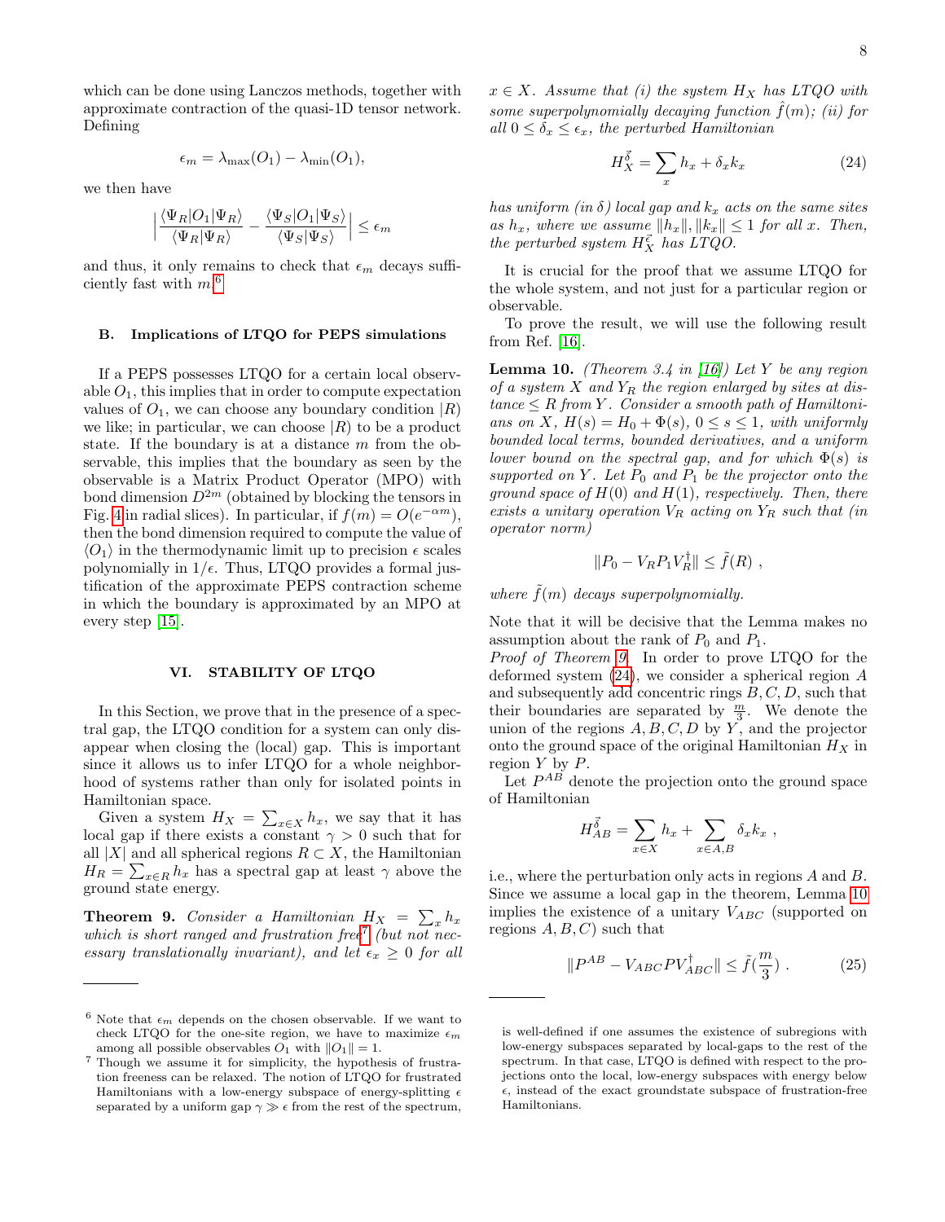which can be done using Lanczos methods, together with approximate contraction of the quasi-1D tensor network. Defining

$$\epsilon_m = \lambda_{\max}(O_1) - \lambda_{\min}(O_1),$$

we then have

$$\Big|\frac{\langle\Psi_R|O_1|\Psi_R\rangle}{\langle\Psi_R|\Psi_R\rangle} - \frac{\langle\Psi_S|O_1|\Psi_S\rangle}{\langle\Psi_S|\Psi_S\rangle}\Big| \le \epsilon_m$$

and thus, it only remains to check that $\epsilon_m$ decays sufficiently fast with $m$.[6]

### B. Implications of LTQO for PEPS simulations

If a PEPS possesses LTQO for a certain local observable $O_1$, this implies that in order to compute expectation values of $O_1$, we can choose any boundary condition $|R)$ we like; in particular, we can choose $|R)$ to be a product state. If the boundary is at a distance $m$ from the observable, this implies that the boundary as seen by the observable is a Matrix Product Operator (MPO) with bond dimension $D^{2m}$ (obtained by blocking the tensors in Fig. 4 in radial slices). In particular, if $f(m) = O(e^{-\alpha m})$, then the bond dimension required to compute the value of $\langle O_1\rangle$ in the thermodynamic limit up to precision $\epsilon$ scales polynomially in $1/\epsilon$. Thus, LTQO provides a formal justification of the approximate PEPS contraction scheme in which the boundary is approximated by an MPO at every step [15].

## VI. STABILITY OF LTQO

In this Section, we prove that in the presence of a spectral gap, the LTQO condition for a system can only disappear when closing the (local) gap. This is important since it allows us to infer LTQO for a whole neighborhood of systems rather than only for isolated points in Hamiltonian space.

Given a system $H_X = \sum_{x\in X} h_x$, we say that it has local gap if there exists a constant $\gamma > 0$ such that for all $|X|$ and all spherical regions $R \subset X$, the Hamiltonian $H_R = \sum_{x\in R} h_x$ has a spectral gap at least $\gamma$ above the ground state energy.

**Theorem 9.** *Consider a Hamiltonian $H_X = \sum_x h_x$ which is short ranged and frustration free[7] (but not necessary translationally invariant), and let $\epsilon_x \ge 0$ for all $x \in X$. Assume that (i) the system $H_X$ has LTQO with some superpolynomially decaying function $\hat{f}(m)$; (ii) for all $0 \le \delta_x \le \epsilon_x$, the perturbed Hamiltonian*

$$H_X^{\vec{\delta}} = \sum_x h_x + \delta_x k_x \tag{24}$$

*has uniform (in $\delta$) local gap and $k_x$ acts on the same sites as $h_x$, where we assume $\|h_x\|, \|k_x\| \le 1$ for all $x$. Then, the perturbed system $H_X^{\vec{\epsilon}}$ has LTQO.*

It is crucial for the proof that we assume LTQO for the whole system, and not just for a particular region or observable.

To prove the result, we will use the following result from Ref. [16].

**Lemma 10.** *(Theorem 3.4 in [16]) Let $Y$ be any region of a system $X$ and $Y_R$ the region enlarged by sites at distance $\le R$ from $Y$. Consider a smooth path of Hamiltonians on $X$, $H(s) = H_0 + \Phi(s)$, $0 \le s \le 1$, with uniformly bounded local terms, bounded derivatives, and a uniform lower bound on the spectral gap, and for which $\Phi(s)$ is supported on $Y$. Let $P_0$ and $P_1$ be the projector onto the ground space of $H(0)$ and $H(1)$, respectively. Then, there exists a unitary operation $V_R$ acting on $Y_R$ such that (in operator norm)*

$$\|P_0 - V_R P_1 V_R^\dagger\| \le \tilde{f}(R)\ ,$$

*where $\tilde{f}(m)$ decays superpolynomially.*

Note that it will be decisive that the Lemma makes no assumption about the rank of $P_0$ and $P_1$.

*Proof of Theorem 9.* In order to prove LTQO for the deformed system (24), we consider a spherical region $A$ and subsequently add concentric rings $B, C, D$, such that their boundaries are separated by $\frac{m}{3}$. We denote the union of the regions $A, B, C, D$ by $Y$, and the projector onto the ground space of the original Hamiltonian $H_X$ in region $Y$ by $P$.

Let $P^{AB}$ denote the projection onto the ground space of Hamiltonian

$$H_{AB}^{\vec{\delta}} = \sum_{x\in X} h_x + \sum_{x\in A,B} \delta_x k_x\ ,$$

i.e., where the perturbation only acts in regions $A$ and $B$. Since we assume a local gap in the theorem, Lemma 10 implies the existence of a unitary $V_{ABC}$ (supported on regions $A, B, C$) such that

$$\|P^{AB} - V_{ABC} P V_{ABC}^\dagger\| \le \tilde{f}(\frac{m}{3})\ . \tag{25}$$

---

[6] Note that $\epsilon_m$ depends on the chosen observable. If we want to check LTQO for the one-site region, we have to maximize $\epsilon_m$ among all possible observables $O_1$ with $\|O_1\| = 1$.

[7] Though we assume it for simplicity, the hypothesis of frustration freeness can be relaxed. The notion of LTQO for frustrated Hamiltonians with a low-energy subspace of energy-splitting $\epsilon$ separated by a uniform gap $\gamma \gg \epsilon$ from the rest of the spectrum, is well-defined if one assumes the existence of subregions with low-energy subspaces separated by local-gaps to the rest of the spectrum. In that case, LTQO is defined with respect to the projections onto the local, low-energy subspaces with energy below $\epsilon$, instead of the exact groundstate subspace of frustration-free Hamiltonians.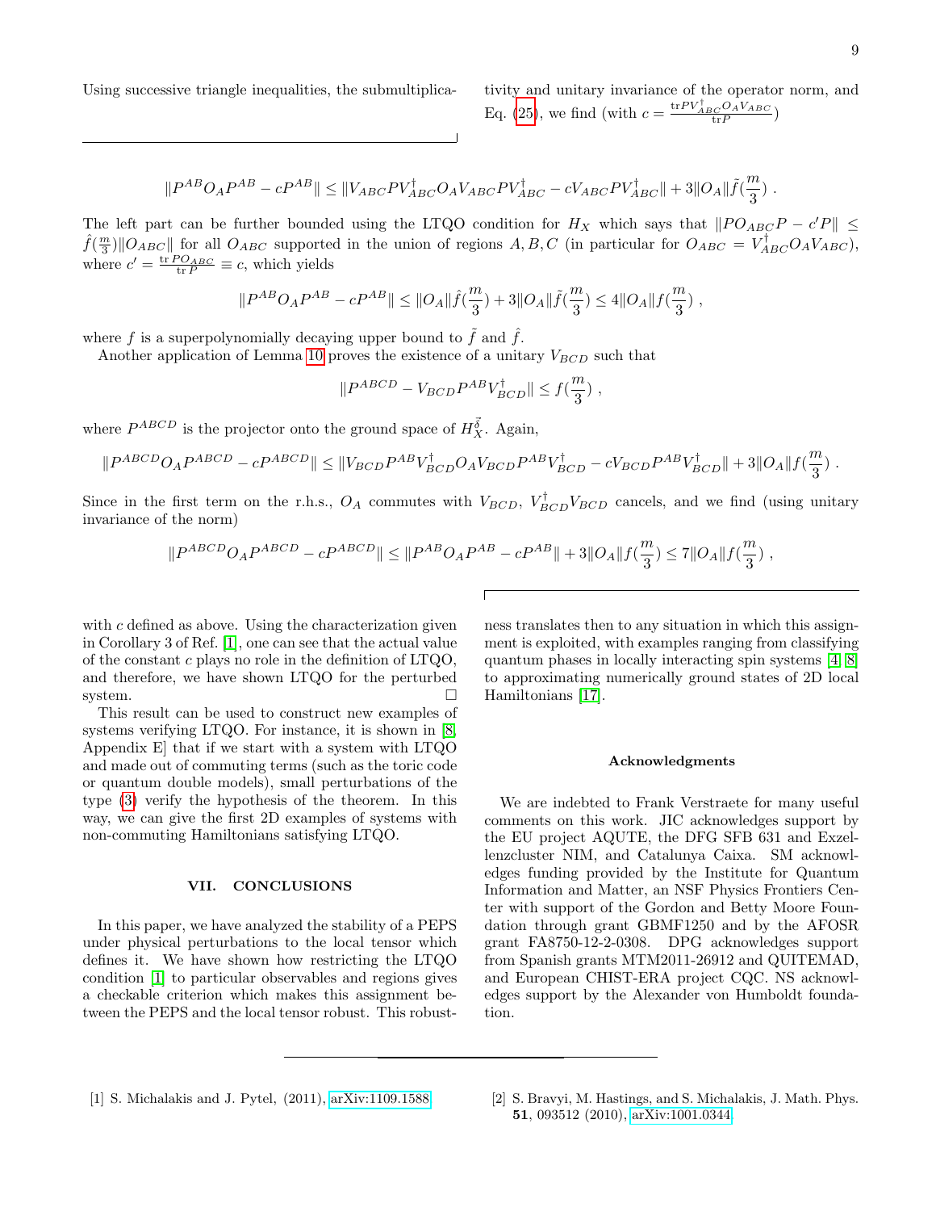Using successive triangle inequalities, the submultiplicativity and unitary invariance of the operator norm, and Eq. (25), we find (with $c = \frac{\mathrm{tr} P V_{ABC}^\dagger O_A V_{ABC}}{\mathrm{tr} P}$)

$$\|P^{AB} O_A P^{AB} - cP^{AB}\| \le \|V_{ABC} P V_{ABC}^\dagger O_A V_{ABC} P V_{ABC}^\dagger - c V_{ABC} P V_{ABC}^\dagger\| + 3\|O_A\| \tilde{f}(\frac{m}{3}) .$$

The left part can be further bounded using the LTQO condition for $H_X$ which says that $\|P O_{ABC} P - c' P\| \le \hat{f}(\frac{m}{3})\|O_{ABC}\|$ for all $O_{ABC}$ supported in the union of regions $A, B, C$ (in particular for $O_{ABC} = V_{ABC}^\dagger O_A V_{ABC}$), where $c' = \frac{\mathrm{tr}\, P O_{ABC}}{\mathrm{tr}\, P} \equiv c$, which yields

$$\|P^{AB} O_A P^{AB} - cP^{AB}\| \le \|O_A\| \hat{f}(\frac{m}{3}) + 3\|O_A\| \tilde{f}(\frac{m}{3}) \le 4\|O_A\| f(\frac{m}{3}) ,$$

where $f$ is a superpolynomially decaying upper bound to $\tilde{f}$ and $\hat{f}$.

Another application of Lemma 10 proves the existence of a unitary $V_{BCD}$ such that

$$\|P^{ABCD} - V_{BCD} P^{AB} V_{BCD}^\dagger\| \le f(\frac{m}{3}) ,$$

where $P^{ABCD}$ is the projector onto the ground space of $H_X^{\vec{\delta}}$. Again,

$$\|P^{ABCD} O_A P^{ABCD} - cP^{ABCD}\| \le \|V_{BCD} P^{AB} V_{BCD}^\dagger O_A V_{BCD} P^{AB} V_{BCD}^\dagger - c V_{BCD} P^{AB} V_{BCD}^\dagger\| + 3\|O_A\| f(\frac{m}{3}) .$$

Since in the first term on the r.h.s., $O_A$ commutes with $V_{BCD}$, $V_{BCD}^\dagger V_{BCD}$ cancels, and we find (using unitary invariance of the norm)

$$\|P^{ABCD} O_A P^{ABCD} - cP^{ABCD}\| \le \|P^{AB} O_A P^{AB} - cP^{AB}\| + 3\|O_A\| f(\frac{m}{3}) \le 7\|O_A\| f(\frac{m}{3}) ,$$

with $c$ defined as above. Using the characterization given in Corollary 3 of Ref. [1], one can see that the actual value of the constant $c$ plays no role in the definition of LTQO, and therefore, we have shown LTQO for the perturbed system. □

This result can be used to construct new examples of systems verifying LTQO. For instance, it is shown in [8, Appendix E] that if we start with a system with LTQO and made out of commuting terms (such as the toric code or quantum double models), small perturbations of the type (3) verify the hypothesis of the theorem. In this way, we can give the first 2D examples of systems with non-commuting Hamiltonians satisfying LTQO.

## VII. CONCLUSIONS

In this paper, we have analyzed the stability of a PEPS under physical perturbations to the local tensor which defines it. We have shown how restricting the LTQO condition [1] to particular observables and regions gives a checkable criterion which makes this assignment between the PEPS and the local tensor robust. This robustness translates then to any situation in which this assignment is exploited, with examples ranging from classifying quantum phases in locally interacting spin systems [4, 8] to approximating numerically ground states of 2D local Hamiltonians [17].

### Acknowledgments

We are indebted to Frank Verstraete for many useful comments on this work. JIC acknowledges support by the EU project AQUTE, the DFG SFB 631 and Exzellenzcluster NIM, and Catalunya Caixa. SM acknowledges funding provided by the Institute for Quantum Information and Matter, an NSF Physics Frontiers Center with support of the Gordon and Betty Moore Foundation through grant GBMF1250 and by the AFOSR grant FA8750-12-2-0308. DPG acknowledges support from Spanish grants MTM2011-26912 and QUITEMAD, and European CHIST-ERA project CQC. NS acknowledges support by the Alexander von Humboldt foundation.

---

[1] S. Michalakis and J. Pytel, (2011), arXiv:1109.1588.

[2] S. Bravyi, M. Hastings, and S. Michalakis, J. Math. Phys. **51**, 093512 (2010), arXiv:1001.0344.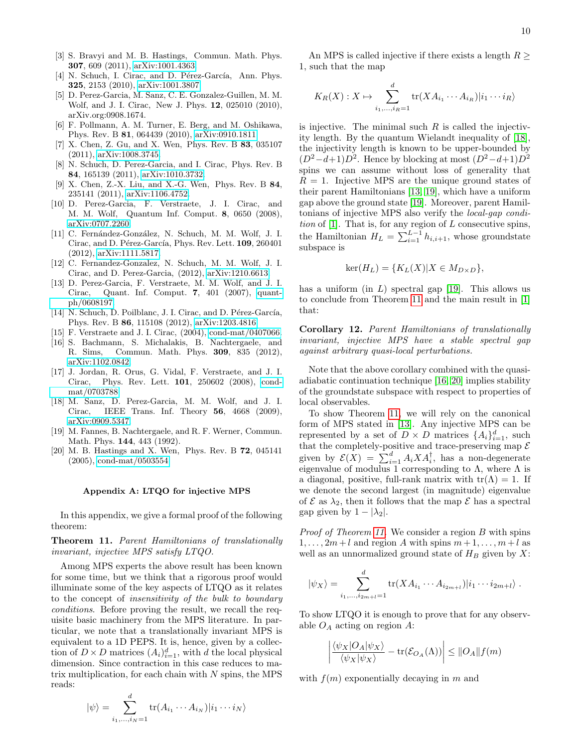[3] S. Bravyi and M. B. Hastings, Commun. Math. Phys. **307**, 609 (2011), arXiv:1001.4363.

[4] N. Schuch, I. Cirac, and D. Pérez-García, Ann. Phys. **325**, 2153 (2010), arXiv:1001.3807.

[5] D. Perez-Garcia, M. Sanz, C. E. Gonzalez-Guillen, M. M. Wolf, and J. I. Cirac, New J. Phys. **12**, 025010 (2010), arXiv.org:0908.1674.

[6] F. Pollmann, A. M. Turner, E. Berg, and M. Oshikawa, Phys. Rev. B **81**, 064439 (2010), arXiv:0910.1811.

[7] X. Chen, Z. Gu, and X. Wen, Phys. Rev. B **83**, 035107 (2011), arXiv:1008.3745.

[8] N. Schuch, D. Perez-Garcia, and I. Cirac, Phys. Rev. B **84**, 165139 (2011), arXiv:1010.3732.

[9] X. Chen, Z.-X. Liu, and X.-G. Wen, Phys. Rev. B **84**, 235141 (2011), arXiv:1106.4752.

[10] D. Perez-Garcia, F. Verstraete, J. I. Cirac, and M. M. Wolf, Quantum Inf. Comput. **8**, 0650 (2008), arXiv:0707.2260.

[11] C. Fernández-González, N. Schuch, M. M. Wolf, J. I. Cirac, and D. Pérez-García, Phys. Rev. Lett. **109**, 260401 (2012), arXiv:1111.5817.

[12] C. Fernandez-Gonzalez, N. Schuch, M. M. Wolf, J. I. Cirac, and D. Perez-Garcia, (2012), arXiv:1210.6613.

[13] D. Perez-Garcia, F. Verstraete, M. M. Wolf, and J. I. Cirac, Quant. Inf. Comput. **7**, 401 (2007), quant-ph/0608197.

[14] N. Schuch, D. Poilblanc, J. I. Cirac, and D. Pérez-García, Phys. Rev. B **86**, 115108 (2012), arXiv:1203.4816.

[15] F. Verstraete and J. I. Cirac, (2004), cond-mat/0407066.

[16] S. Bachmann, S. Michalakis, B. Nachtergaele, and R. Sims, Commun. Math. Phys. **309**, 835 (2012), arXiv:1102.0842.

[17] J. Jordan, R. Orus, G. Vidal, F. Verstraete, and J. I. Cirac, Phys. Rev. Lett. **101**, 250602 (2008), cond-mat/0703788.

[18] M. Sanz, D. Perez-Garcia, M. M. Wolf, and J. I. Cirac, IEEE Trans. Inf. Theory **56**, 4668 (2009), arXiv:0909.5347.

[19] M. Fannes, B. Nachtergaele, and R. F. Werner, Commun. Math. Phys. **144**, 443 (1992).

[20] M. B. Hastings and X. Wen, Phys. Rev. B **72**, 045141 (2005), cond-mat/0503554.

## Appendix A: LTQO for injective MPS

In this appendix, we give a formal proof of the following theorem:

**Theorem 11.** *Parent Hamiltonians of translationally invariant, injective MPS satisfy LTQO.*

Among MPS experts the above result has been known for some time, but we think that a rigorous proof would illuminate some of the key aspects of LTQO as it relates to the concept of *insensitivity of the bulk to boundary conditions*. Before proving the result, we recall the requisite basic machinery from the MPS literature. In particular, we note that a translationally invariant MPS is equivalent to a 1D PEPS. It is, hence, given by a collection of $D \times D$ matrices $(A_i)_{i=1}^d$, with $d$ the local physical dimension. Since contraction in this case reduces to matrix multiplication, for each chain with $N$ spins, the MPS reads:

$$|\psi\rangle = \sum_{i_1,\ldots,i_N=1}^{d} \mathrm{tr}(A_{i_1}\cdots A_{i_N})|i_1\cdots i_N\rangle$$

An MPS is called injective if there exists a length $R \geq 1$, such that the map

$$K_R(X) : X \mapsto \sum_{i_1,\ldots,i_R=1}^{d} \mathrm{tr}(XA_{i_1}\cdots A_{i_R})|i_1\cdots i_R\rangle$$

is injective. The minimal such $R$ is called the injectivity length. By the quantum Wielandt inequality of [18], the injectivity length is known to be upper-bounded by $(D^2-d+1)D^2$. Hence by blocking at most $(D^2-d+1)D^2$ spins we can assume without loss of generality that $R = 1$. Injective MPS are the unique ground states of their parent Hamiltonians [13, 19], which have a uniform gap above the ground state [19]. Moreover, parent Hamiltonians of injective MPS also verify the *local-gap condition* of [1]. That is, for any region of $L$ consecutive spins, the Hamiltonian $H_L = \sum_{i=1}^{L-1} h_{i,i+1}$, whose groundstate subspace is

$$\ker(H_L) = \{K_L(X)|X \in M_{D\times D}\},$$

has a uniform (in $L$) spectral gap [19]. This allows us to conclude from Theorem 11 and the main result in [1] that:

**Corollary 12.** *Parent Hamiltonians of translationally invariant, injective MPS have a stable spectral gap against arbitrary quasi-local perturbations.*

Note that the above corollary combined with the quasi-adiabatic continuation technique [16, 20] implies stability of the groundstate subspace with respect to properties of local observables.

To show Theorem 11, we will rely on the canonical form of MPS stated in [13]. Any injective MPS can be represented by a set of $D \times D$ matrices $\{A_i\}_{i=1}^d$, such that the completely-positive and trace-preserving map $\mathcal{E}$ given by $\mathcal{E}(X) = \sum_{i=1}^d A_i X A_i^\dagger$, has a non-degenerate eigenvalue of modulus 1 corresponding to $\Lambda$, where $\Lambda$ is a diagonal, positive, full-rank matrix with $\mathrm{tr}(\Lambda) = 1$. If we denote the second largest (in magnitude) eigenvalue of $\mathcal{E}$ as $\lambda_2$, then it follows that the map $\mathcal{E}$ has a spectral gap given by $1 - |\lambda_2|$.

*Proof of Theorem 11.* We consider a region $B$ with spins $1,\ldots,2m+l$ and region $A$ with spins $m+1,\ldots,m+l$ as well as an unnormalized ground state of $H_B$ given by $X$:

$$|\psi_X\rangle = \sum_{i_1,\ldots,i_{2m+l}=1}^{d} \mathrm{tr}(XA_{i_1}\cdots A_{i_{2m+l}})|i_1\cdots i_{2m+l}\rangle\ .$$

To show LTQO it is enough to prove that for any observable $O_A$ acting on region $A$:

$$\left|\frac{\langle\psi_X|O_A|\psi_X\rangle}{\langle\psi_X|\psi_X\rangle} - \mathrm{tr}(\mathcal{E}_{O_A}(\Lambda))\right| \leq \|O_A\| f(m)$$

with $f(m)$ exponentially decaying in $m$ and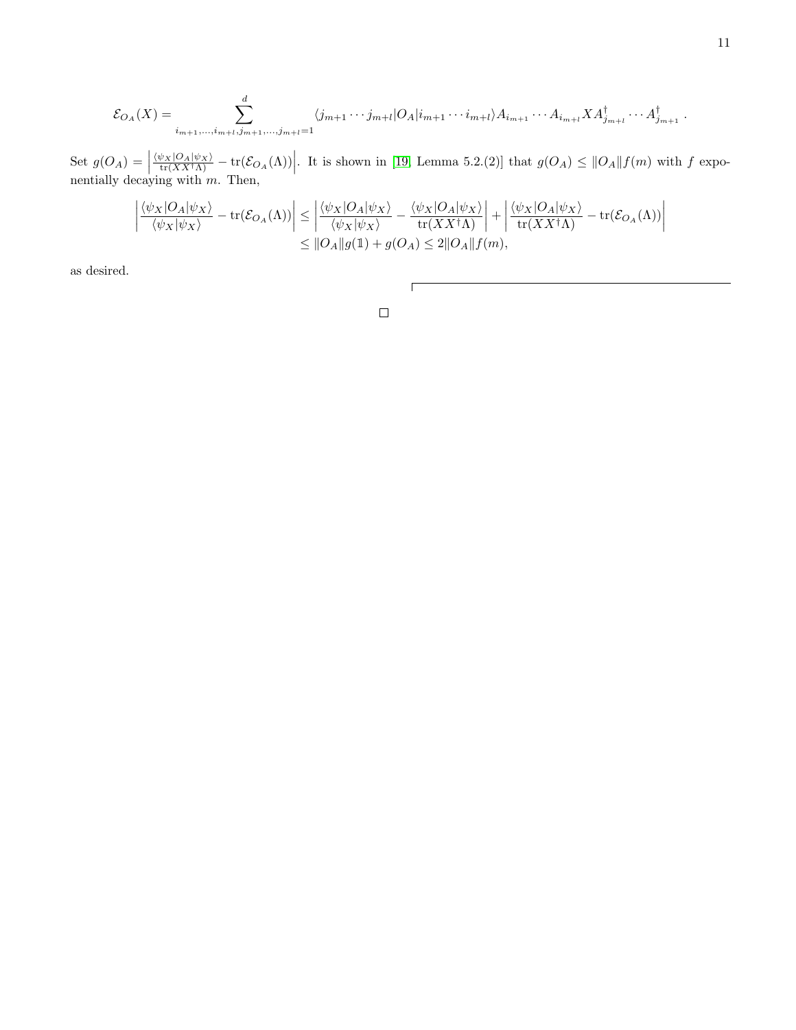$$\mathcal{E}_{O_A}(X) = \sum_{i_{m+1},\ldots,i_{m+l},j_{m+1},\ldots,j_{m+l}=1}^{d} \langle j_{m+1}\cdots j_{m+l}|O_A|i_{m+1}\cdots i_{m+l}\rangle A_{i_{m+1}}\cdots A_{i_{m+l}} X A^\dagger_{j_{m+l}}\cdots A^\dagger_{j_{m+1}}\,.$$

Set $g(O_A) = \left|\frac{\langle\psi_X|O_A|\psi_X\rangle}{\mathrm{tr}(XX^\dagger\Lambda)} - \mathrm{tr}(\mathcal{E}_{O_A}(\Lambda))\right|$. It is shown in [19, Lemma 5.2.(2)] that $g(O_A) \leq \|O_A\| f(m)$ with $f$ exponentially decaying with $m$. Then,

$$\begin{aligned}
\left|\frac{\langle\psi_X|O_A|\psi_X\rangle}{\langle\psi_X|\psi_X\rangle} - \mathrm{tr}(\mathcal{E}_{O_A}(\Lambda))\right| &\leq \left|\frac{\langle\psi_X|O_A|\psi_X\rangle}{\langle\psi_X|\psi_X\rangle} - \frac{\langle\psi_X|O_A|\psi_X\rangle}{\mathrm{tr}(XX^\dagger\Lambda)}\right| + \left|\frac{\langle\psi_X|O_A|\psi_X\rangle}{\mathrm{tr}(XX^\dagger\Lambda)} - \mathrm{tr}(\mathcal{E}_{O_A}(\Lambda))\right| \\
&\leq \|O_A\| g(\mathbb{1}) + g(O_A) \leq 2\|O_A\| f(m),
\end{aligned}$$

as desired.

□